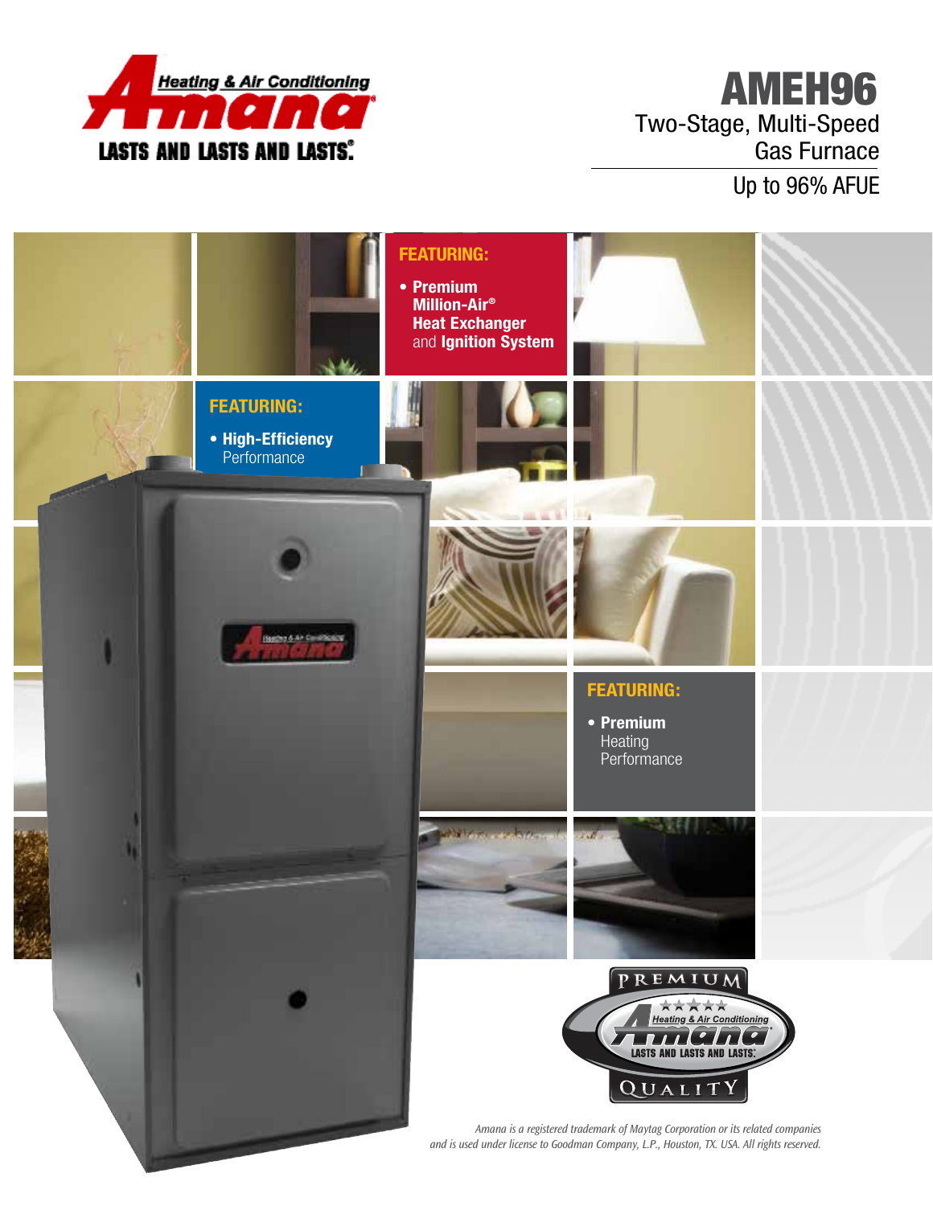Heating & Air Conditioning

Amana

LASTS AND LASTS AND LASTS.®

# AMEH96

## Two-Stage, Multi-Speed Gas Furnace

Up to 96% AFUE

**FEATURING:**

- **Premium Million-Air® Heat Exchanger** and **Ignition System**

**FEATURING:**

- **High-Efficiency** Performance

**FEATURING:**

- **Premium** Heating Performance

PREMIUM QUALITY

*Amana is a registered trademark of Maytag Corporation or its related companies and is used under license to Goodman Company, L.P., Houston, TX. USA. All rights reserved.*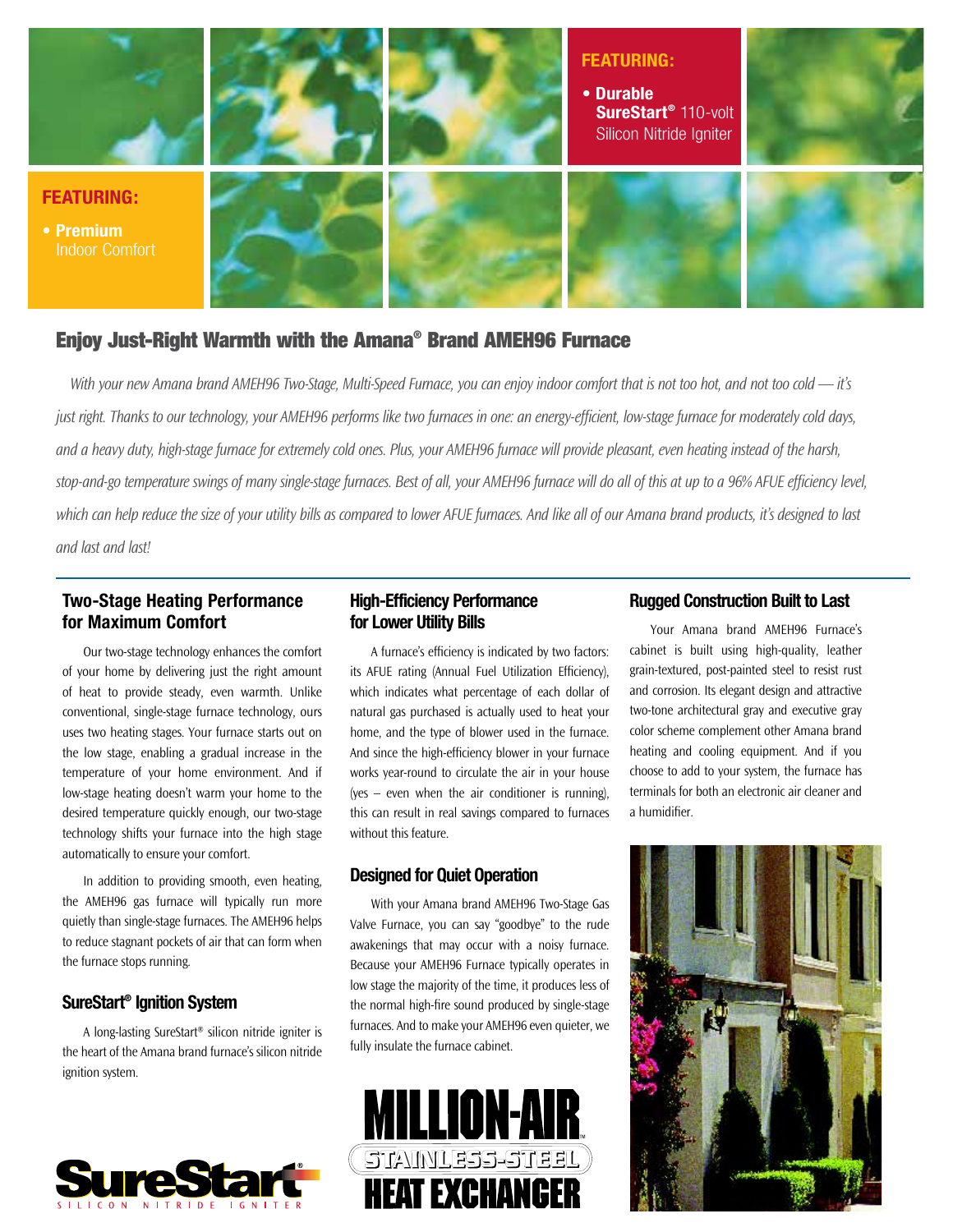**FEATURING:**

- **Durable SureStart®** 110-volt Silicon Nitride Igniter

**FEATURING:**

- **Premium** Indoor Comfort

## Enjoy Just-Right Warmth with the Amana® Brand AMEH96 Furnace

*With your new Amana brand AMEH96 Two-Stage, Multi-Speed Furnace, you can enjoy indoor comfort that is not too hot, and not too cold — it's just right. Thanks to our technology, your AMEH96 performs like two furnaces in one: an energy-efficient, low-stage furnace for moderately cold days, and a heavy duty, high-stage furnace for extremely cold ones. Plus, your AMEH96 furnace will provide pleasant, even heating instead of the harsh, stop-and-go temperature swings of many single-stage furnaces. Best of all, your AMEH96 furnace will do all of this at up to a 96% AFUE efficiency level, which can help reduce the size of your utility bills as compared to lower AFUE furnaces. And like all of our Amana brand products, it's designed to last and last and last!*

### Two-Stage Heating Performance for Maximum Comfort

Our two-stage technology enhances the comfort of your home by delivering just the right amount of heat to provide steady, even warmth. Unlike conventional, single-stage furnace technology, ours uses two heating stages. Your furnace starts out on the low stage, enabling a gradual increase in the temperature of your home environment. And if low-stage heating doesn't warm your home to the desired temperature quickly enough, our two-stage technology shifts your furnace into the high stage automatically to ensure your comfort.

In addition to providing smooth, even heating, the AMEH96 gas furnace will typically run more quietly than single-stage furnaces. The AMEH96 helps to reduce stagnant pockets of air that can form when the furnace stops running.

### SureStart® Ignition System

A long-lasting SureStart® silicon nitride igniter is the heart of the Amana brand furnace's silicon nitride ignition system.

SureStart®
SILICON NITRIDE IGNITER

### High-Efficiency Performance for Lower Utility Bills

A furnace's efficiency is indicated by two factors: its AFUE rating (Annual Fuel Utilization Efficiency), which indicates what percentage of each dollar of natural gas purchased is actually used to heat your home, and the type of blower used in the furnace. And since the high-efficiency blower in your furnace works year-round to circulate the air in your house (yes – even when the air conditioner is running), this can result in real savings compared to furnaces without this feature.

### Designed for Quiet Operation

With your Amana brand AMEH96 Two-Stage Gas Valve Furnace, you can say "goodbye" to the rude awakenings that may occur with a noisy furnace. Because your AMEH96 Furnace typically operates in low stage the majority of the time, it produces less of the normal high-fire sound produced by single-stage furnaces. And to make your AMEH96 even quieter, we fully insulate the furnace cabinet.

MILLION-AIR™
STAINLESS-STEEL
HEAT EXCHANGER

### Rugged Construction Built to Last

Your Amana brand AMEH96 Furnace's cabinet is built using high-quality, leather grain-textured, post-painted steel to resist rust and corrosion. Its elegant design and attractive two-tone architectural gray and executive gray color scheme complement other Amana brand heating and cooling equipment. And if you choose to add to your system, the furnace has terminals for both an electronic air cleaner and a humidifier.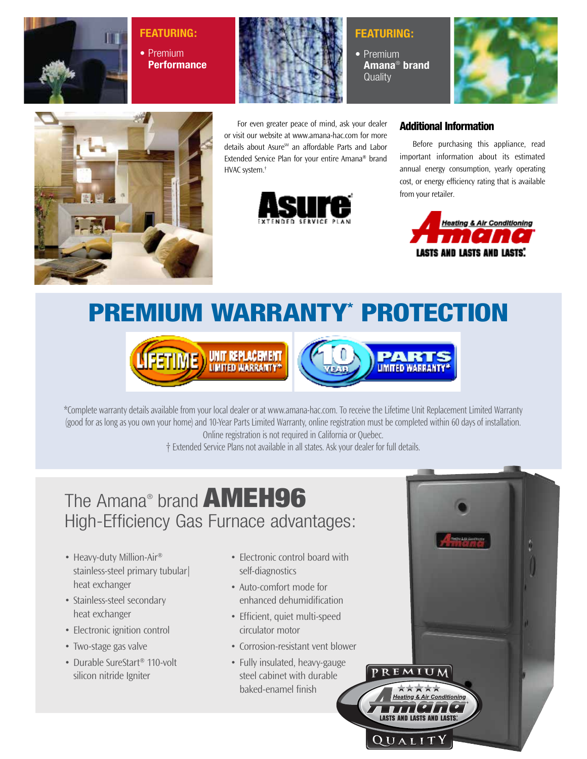**FEATURING:**

- Premium **Performance**

**FEATURING:**

- Premium **Amana® brand** Quality

For even greater peace of mind, ask your dealer or visit our website at www.amana-hac.com for more details about Asure℠ an affordable Parts and Labor Extended Service Plan for your entire Amana® brand HVAC system.†

Asure† EXTENDED SERVICE PLAN

## Additional Information

Before purchasing this appliance, read important information about its estimated annual energy consumption, yearly operating cost, or energy efficiency rating that is available from your retailer.

Heating & Air Conditioning Amana LASTS AND LASTS AND LASTS.®

# PREMIUM WARRANTY* PROTECTION

LIFETIME UNIT REPLACEMENT LIMITED WARRANTY*

10 YEAR PARTS LIMITED WARRANTY*

*Complete warranty details available from your local dealer or at www.amana-hac.com. To receive the Lifetime Unit Replacement Limited Warranty (good for as long as you own your home) and 10-Year Parts Limited Warranty, online registration must be completed within 60 days of installation. Online registration is not required in California or Quebec.

† Extended Service Plans not available in all states. Ask your dealer for full details.

## The Amana® brand **AMEH96** High-Efficiency Gas Furnace advantages:

- Heavy-duty Million-Air® stainless-steel primary tubular heat exchanger
- Stainless-steel secondary heat exchanger
- Electronic ignition control
- Two-stage gas valve
- Durable SureStart® 110-volt silicon nitride Igniter
- Electronic control board with self-diagnostics
- Auto-comfort mode for enhanced dehumidification
- Efficient, quiet multi-speed circulator motor
- Corrosion-resistant vent blower
- Fully insulated, heavy-gauge steel cabinet with durable baked-enamel finish

PREMIUM Heating & Air Conditioning Amana LASTS AND LASTS AND LASTS.® QUALITY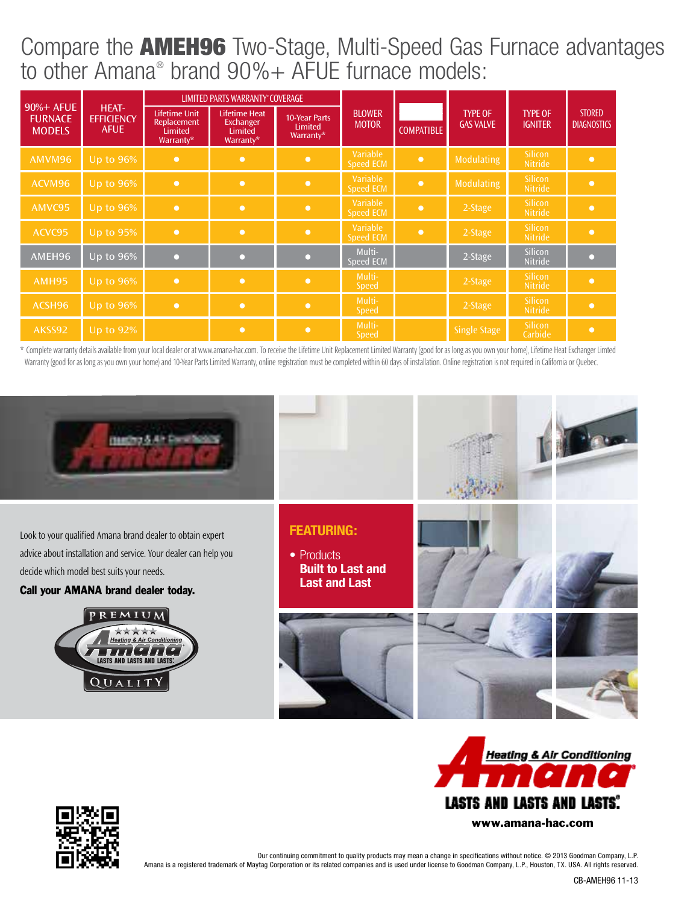# Compare the **AMEH96** Two-Stage, Multi-Speed Gas Furnace advantages to other Amana® brand 90%+ AFUE furnace models:

| 90%+ AFUE FURNACE MODELS | HEAT-EFFICIENCY AFUE | LIMITED PARTS WARRANTY* COVERAGE | | | BLOWER MOTOR | COMPATIBLE | TYPE OF GAS VALVE | TYPE OF IGNITER | STORED DIAGNOSTICS |
|---|---|---|---|---|---|---|---|---|---|
| | | Lifetime Unit Replacement Limited Warranty* | Lifetime Heat Exchanger Limited Warranty* | 10-Year Parts Limited Warranty* | | | | | |
| AMVM96 | Up to 96% | ● | ● | ● | Variable Speed ECM | ● | Modulating | Silicon Nitride | ● |
| ACVM96 | Up to 96% | ● | ● | ● | Variable Speed ECM | ● | Modulating | Silicon Nitride | ● |
| AMVC95 | Up to 96% | ● | ● | ● | Variable Speed ECM | ● | 2-Stage | Silicon Nitride | ● |
| ACVC95 | Up to 95% | ● | ● | ● | Variable Speed ECM | ● | 2-Stage | Silicon Nitride | ● |
| AMEH96 | Up to 96% | ● | ● | ● | Multi-Speed ECM | | 2-Stage | Silicon Nitride | ● |
| AMH95 | Up to 96% | ● | ● | ● | Multi-Speed | | 2-Stage | Silicon Nitride | ● |
| ACSH96 | Up to 96% | ● | ● | ● | Multi-Speed | | 2-Stage | Silicon Nitride | ● |
| AKSS92 | Up to 92% | | ● | ● | Multi-Speed | | Single Stage | Silicon Carbide | ● |

\* Complete warranty details available from your local dealer or at www.amana-hac.com. To receive the Lifetime Unit Replacement Limited Warranty (good for as long as you own your home), Lifetime Heat Exchanger Limited Warranty (good for as long as you own your home) and 10-Year Parts Limited Warranty, online registration must be completed within 60 days of installation. Online registration is not required in California or Quebec.

Look to your qualified Amana brand dealer to obtain expert advice about installation and service. Your dealer can help you decide which model best suits your needs.

**Call your AMANA brand dealer today.**

PREMIUM Amana Heating & Air Conditioning LASTS AND LASTS AND LASTS. QUALITY

**FEATURING:**

- Products **Built to Last and Last and Last**

Amana Heating & Air Conditioning

LASTS AND LASTS AND LASTS.

www.amana-hac.com

Our continuing commitment to quality products may mean a change in specifications without notice. © 2013 Goodman Company, L.P.
Amana is a registered trademark of Maytag Corporation or its related companies and is used under license to Goodman Company, L.P., Houston, TX. USA. All rights reserved.

CB-AMEH96 11-13